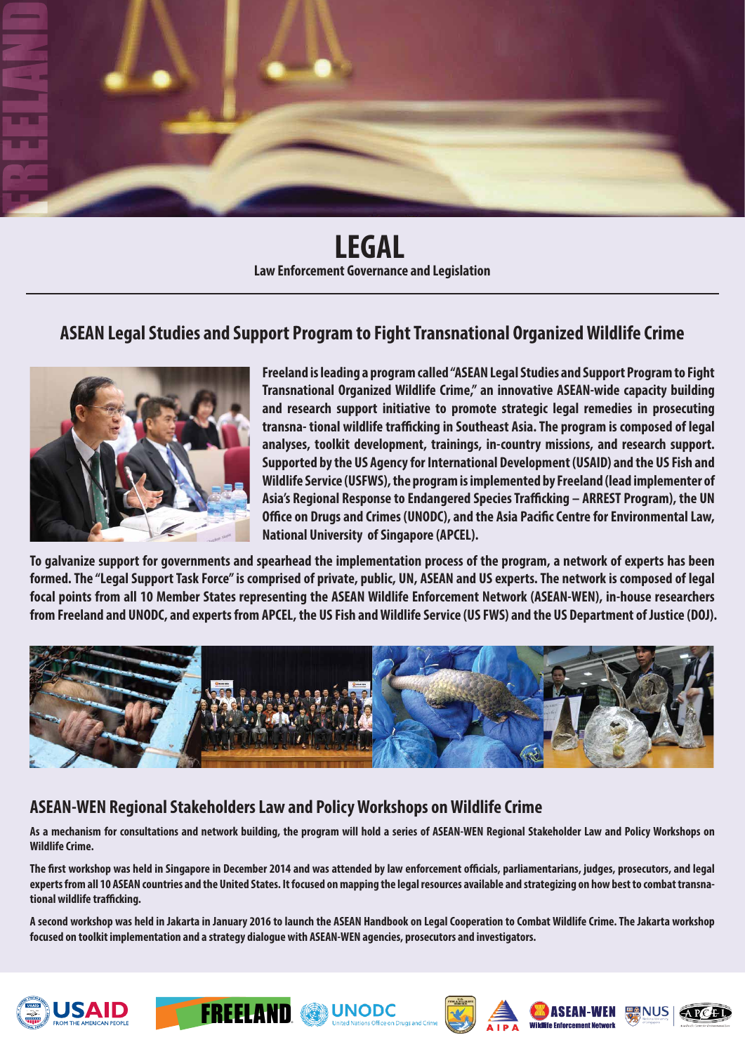# LEGAL

**Law Enforcement Governance and Legislation**

## ASEAN Legal Studies and Support Program to Fight Transnational Organized Wildlife Crime

**Freeland is leading a program called "ASEAN Legal Studies and Support Program to Fight Transnational Organized Wildlife Crime," an innovative ASEAN-wide capacity building and research support initiative to promote strategic legal remedies in prosecuting transna- tional wildlife trafficking in Southeast Asia. The program is composed of legal analyses, toolkit development, trainings, in-country missions, and research support. Supported by the US Agency for International Development (USAID) and the US Fish and Wildlife Service (USFWS), the program is implemented by Freeland (lead implementer of Asia's Regional Response to Endangered Species Trafficking – ARREST Program), the UN Office on Drugs and Crimes (UNODC), and the Asia Pacific Centre for Environmental Law, National University of Singapore (APCEL).**

**To galvanize support for governments and spearhead the implementation process of the program, a network of experts has been formed. The "Legal Support Task Force" is comprised of private, public, UN, ASEAN and US experts. The network is composed of legal focal points from all 10 Member States representing the ASEAN Wildlife Enforcement Network (ASEAN-WEN), in-house researchers from Freeland and UNODC, and experts from APCEL, the US Fish and Wildlife Service (US FWS) and the US Department of Justice (DOJ).**

## ASEAN-WEN Regional Stakeholders Law and Policy Workshops on Wildlife Crime

**As a mechanism for consultations and network building, the program will hold a series of ASEAN-WEN Regional Stakeholder Law and Policy Workshops on Wildlife Crime.**

**The first workshop was held in Singapore in December 2014 and was attended by law enforcement officials, parliamentarians, judges, prosecutors, and legal experts from all 10 ASEAN countries and the United States. It focused on mapping the legal resources available and strategizing on how best to combat transna- tional wildlife trafficking.**

**A second workshop was held in Jakarta in January 2016 to launch the ASEAN Handbook on Legal Cooperation to Combat Wildlife Crime. The Jakarta workshop focused on toolkit implementation and a strategy dialogue with ASEAN-WEN agencies, prosecutors and investigators.**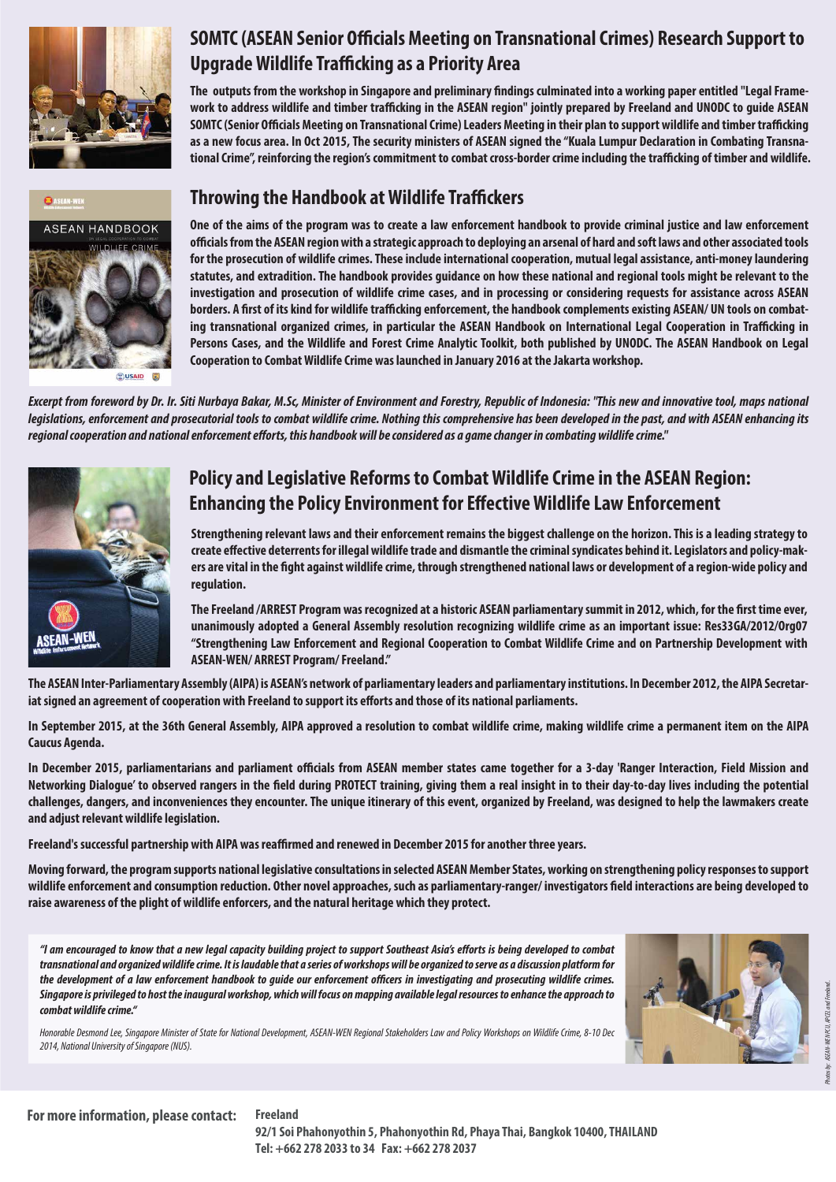## SOMTC (ASEAN Senior Officials Meeting on Transnational Crimes) Research Support to Upgrade Wildlife Trafficking as a Priority Area

**The outputs from the workshop in Singapore and preliminary findings culminated into a working paper entitled "Legal Framework to address wildlife and timber trafficking in the ASEAN region" jointly prepared by Freeland and UNODC to guide ASEAN SOMTC (Senior Officials Meeting on Transnational Crime) Leaders Meeting in their plan to support wildlife and timber trafficking as a new focus area. In Oct 2015, The security ministers of ASEAN signed the "Kuala Lumpur Declaration in Combating Transnational Crime", reinforcing the region's commitment to combat cross-border crime including the trafficking of timber and wildlife.**

## Throwing the Handbook at Wildlife Traffickers

**One of the aims of the program was to create a law enforcement handbook to provide criminal justice and law enforcement officials from the ASEAN region with a strategic approach to deploying an arsenal of hard and soft laws and other associated tools for the prosecution of wildlife crimes. These include international cooperation, mutual legal assistance, anti-money laundering statutes, and extradition. The handbook provides guidance on how these national and regional tools might be relevant to the investigation and prosecution of wildlife crime cases, and in processing or considering requests for assistance across ASEAN borders. A first of its kind for wildlife trafficking enforcement, the handbook complements existing ASEAN/ UN tools on combating transnational organized crimes, in particular the ASEAN Handbook on International Legal Cooperation in Trafficking in Persons Cases, and the Wildlife and Forest Crime Analytic Toolkit, both published by UNODC. The ASEAN Handbook on Legal Cooperation to Combat Wildlife Crime was launched in January 2016 at the Jakarta workshop.**

***Excerpt from foreword by Dr. Ir. Siti Nurbaya Bakar, M.Sc, Minister of Environment and Forestry, Republic of Indonesia: "This new and innovative tool, maps national legislations, enforcement and prosecutorial tools to combat wildlife crime. Nothing this comprehensive has been developed in the past, and with ASEAN enhancing its regional cooperation and national enforcement efforts, this handbook will be considered as a game changer in combating wildlife crime."***

## Policy and Legislative Reforms to Combat Wildlife Crime in the ASEAN Region: Enhancing the Policy Environment for Effective Wildlife Law Enforcement

**Strengthening relevant laws and their enforcement remains the biggest challenge on the horizon. This is a leading strategy to create effective deterrents for illegal wildlife trade and dismantle the criminal syndicates behind it. Legislators and policy-makers are vital in the fight against wildlife crime, through strengthened national laws or development of a region-wide policy and regulation.**

**The Freeland /ARREST Program was recognized at a historic ASEAN parliamentary summit in 2012, which, for the first time ever, unanimously adopted a General Assembly resolution recognizing wildlife crime as an important issue: Res33GA/2012/Org07 "Strengthening Law Enforcement and Regional Cooperation to Combat Wildlife Crime and on Partnership Development with ASEAN-WEN/ ARREST Program/ Freeland."**

**The ASEAN Inter-Parliamentary Assembly (AIPA) is ASEAN's network of parliamentary leaders and parliamentary institutions. In December 2012, the AIPA Secretariat signed an agreement of cooperation with Freeland to support its efforts and those of its national parliaments.**

**In September 2015, at the 36th General Assembly, AIPA approved a resolution to combat wildlife crime, making wildlife crime a permanent item on the AIPA Caucus Agenda.**

**In December 2015, parliamentarians and parliament officials from ASEAN member states came together for a 3-day 'Ranger Interaction, Field Mission and Networking Dialogue' to observed rangers in the field during PROTECT training, giving them a real insight in to their day-to-day lives including the potential challenges, dangers, and inconveniences they encounter. The unique itinerary of this event, organized by Freeland, was designed to help the lawmakers create and adjust relevant wildlife legislation.**

**Freeland's successful partnership with AIPA was reaffirmed and renewed in December 2015 for another three years.**

**Moving forward, the program supports national legislative consultations in selected ASEAN Member States, working on strengthening policy responses to support wildlife enforcement and consumption reduction. Other novel approaches, such as parliamentary-ranger/ investigators field interactions are being developed to raise awareness of the plight of wildlife enforcers, and the natural heritage which they protect.**

***"I am encouraged to know that a new legal capacity building project to support Southeast Asia's efforts is being developed to combat transnational and organized wildlife crime. It is laudable that a series of workshops will be organized to serve as a discussion platform for the development of a law enforcement handbook to guide our enforcement officers in investigating and prosecuting wildlife crimes. Singapore is privileged to host the inaugural workshop, which will focus on mapping available legal resources to enhance the approach to combat wildlife crime."***

*Honorable Desmond Lee, Singapore Minister of State for National Development, ASEAN-WEN Regional Stakeholders Law and Policy Workshops on Wildlife Crime, 8-10 Dec 2014, National University of Singapore (NUS).*

*Photos by: ASEAN-WEN PCU, APCEL and Freeland.*

**For more information, please contact:** **Freeland**
**92/1 Soi Phahonyothin 5, Phahonyothin Rd, Phaya Thai, Bangkok 10400, THAILAND**
**Tel: +662 278 2033 to 34 Fax: +662 278 2037**